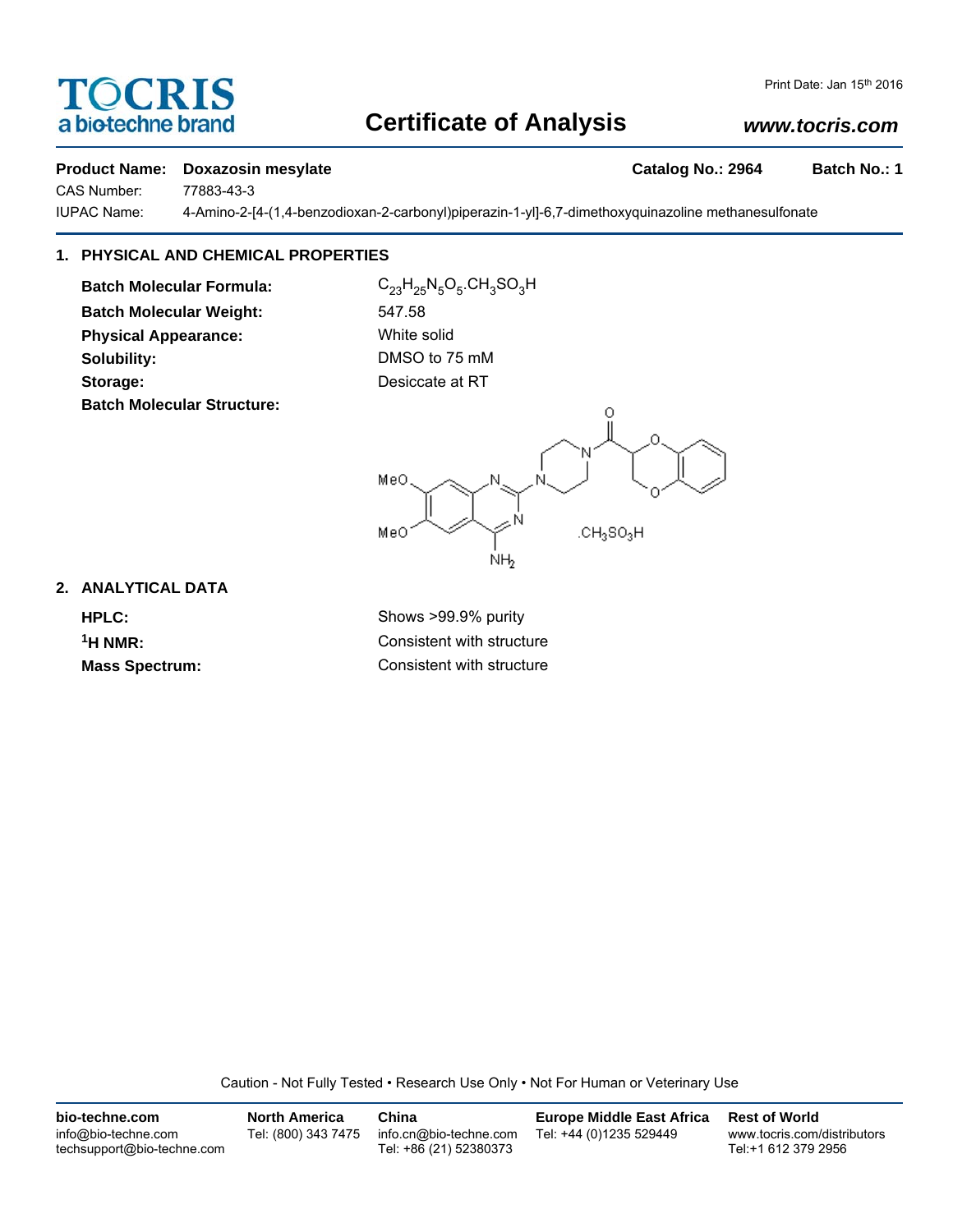TOCRIS
a biotechne brand

# Certificate of Analysis

*www.tocris.com*

Print Date: Jan 15th 2016

**Product Name: Doxazosin mesylate** **Catalog No.: 2964** **Batch No.: 1**

CAS Number: 77883-43-3

IUPAC Name: 4-Amino-2-[4-(1,4-benzodioxan-2-carbonyl)piperazin-1-yl]-6,7-dimethoxyquinazoline methanesulfonate

## 1. PHYSICAL AND CHEMICAL PROPERTIES

**Batch Molecular Formula:** $C_{23}H_{25}N_5O_5.CH_3SO_3H$

**Batch Molecular Weight:** 547.58

**Physical Appearance:** White solid

**Solubility:** DMSO to 75 mM

**Storage:** Desiccate at RT

**Batch Molecular Structure:**

MeO, MeO, N, N, N, N, O, O, O, $NH_2$, $.CH_3SO_3H$

## 2. ANALYTICAL DATA

**HPLC:** Shows >99.9% purity

**$^1$H NMR:** Consistent with structure

**Mass Spectrum:** Consistent with structure

Caution - Not Fully Tested • Research Use Only • Not For Human or Veterinary Use

**bio-techne.com**
info@bio-techne.com
techsupport@bio-techne.com

**North America**
Tel: (800) 343 7475

**China**
info.cn@bio-techne.com
Tel: +86 (21) 52380373

**Europe Middle East Africa**
Tel: +44 (0)1235 529449

**Rest of World**
www.tocris.com/distributors
Tel:+1 612 379 2956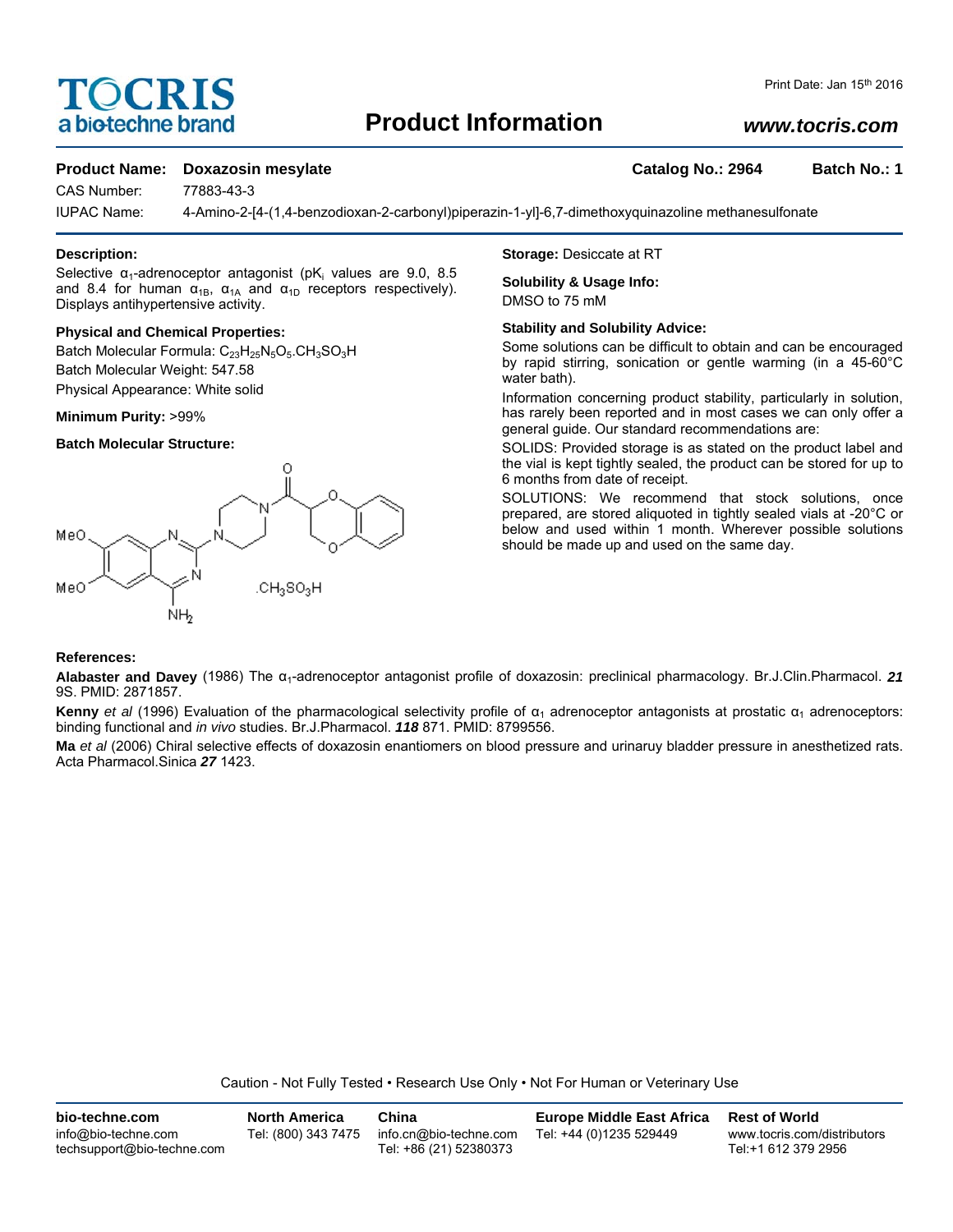# Product Information

Print Date: Jan 15th 2016

www.tocris.com

**Product Name:** **Doxazosin mesylate** **Catalog No.: 2964** **Batch No.: 1**

CAS Number: 77883-43-3

IUPAC Name: 4-Amino-2-[4-(1,4-benzodioxan-2-carbonyl)piperazin-1-yl]-6,7-dimethoxyquinazoline methanesulfonate

**Description:**

Selective $\alpha_1$-adrenoceptor antagonist ($pK_i$ values are 9.0, 8.5 and 8.4 for human $\alpha_{1B}$, $\alpha_{1A}$ and $\alpha_{1D}$ receptors respectively). Displays antihypertensive activity.

**Physical and Chemical Properties:**

Batch Molecular Formula: $C_{23}H_{25}N_5O_5.CH_3SO_3H$

Batch Molecular Weight: 547.58

Physical Appearance: White solid

**Minimum Purity:** >99%

**Batch Molecular Structure:**

MeO, MeO, N, N, N, N, O, O, O, NH2, .CH3SO3H

**Storage:** Desiccate at RT

**Solubility & Usage Info:**

DMSO to 75 mM

**Stability and Solubility Advice:**

Some solutions can be difficult to obtain and can be encouraged by rapid stirring, sonication or gentle warming (in a 45-60°C water bath).

Information concerning product stability, particularly in solution, has rarely been reported and in most cases we can only offer a general guide. Our standard recommendations are:

SOLIDS: Provided storage is as stated on the product label and the vial is kept tightly sealed, the product can be stored for up to 6 months from date of receipt.

SOLUTIONS: We recommend that stock solutions, once prepared, are stored aliquoted in tightly sealed vials at -20°C or below and used within 1 month. Wherever possible solutions should be made up and used on the same day.

**References:**

**Alabaster and Davey** (1986) The $\alpha_1$-adrenoceptor antagonist profile of doxazosin: preclinical pharmacology. Br.J.Clin.Pharmacol. ***21*** 9S. PMID: 2871857.

**Kenny** *et al* (1996) Evaluation of the pharmacological selectivity profile of $\alpha_1$ adrenoceptor antagonists at prostatic $\alpha_1$ adrenoceptors: binding functional and *in vivo* studies. Br.J.Pharmacol. ***118*** 871. PMID: 8799556.

**Ma** *et al* (2006) Chiral selective effects of doxazosin enantiomers on blood pressure and urinaruy bladder pressure in anesthetized rats. Acta Pharmacol.Sinica ***27*** 1423.

Caution - Not Fully Tested • Research Use Only • Not For Human or Veterinary Use

**bio-techne.com**
info@bio-techne.com
techsupport@bio-techne.com

**North America**
Tel: (800) 343 7475

**China**
info.cn@bio-techne.com
Tel: +86 (21) 52380373

**Europe Middle East Africa**
Tel: +44 (0)1235 529449

**Rest of World**
www.tocris.com/distributors
Tel:+1 612 379 2956